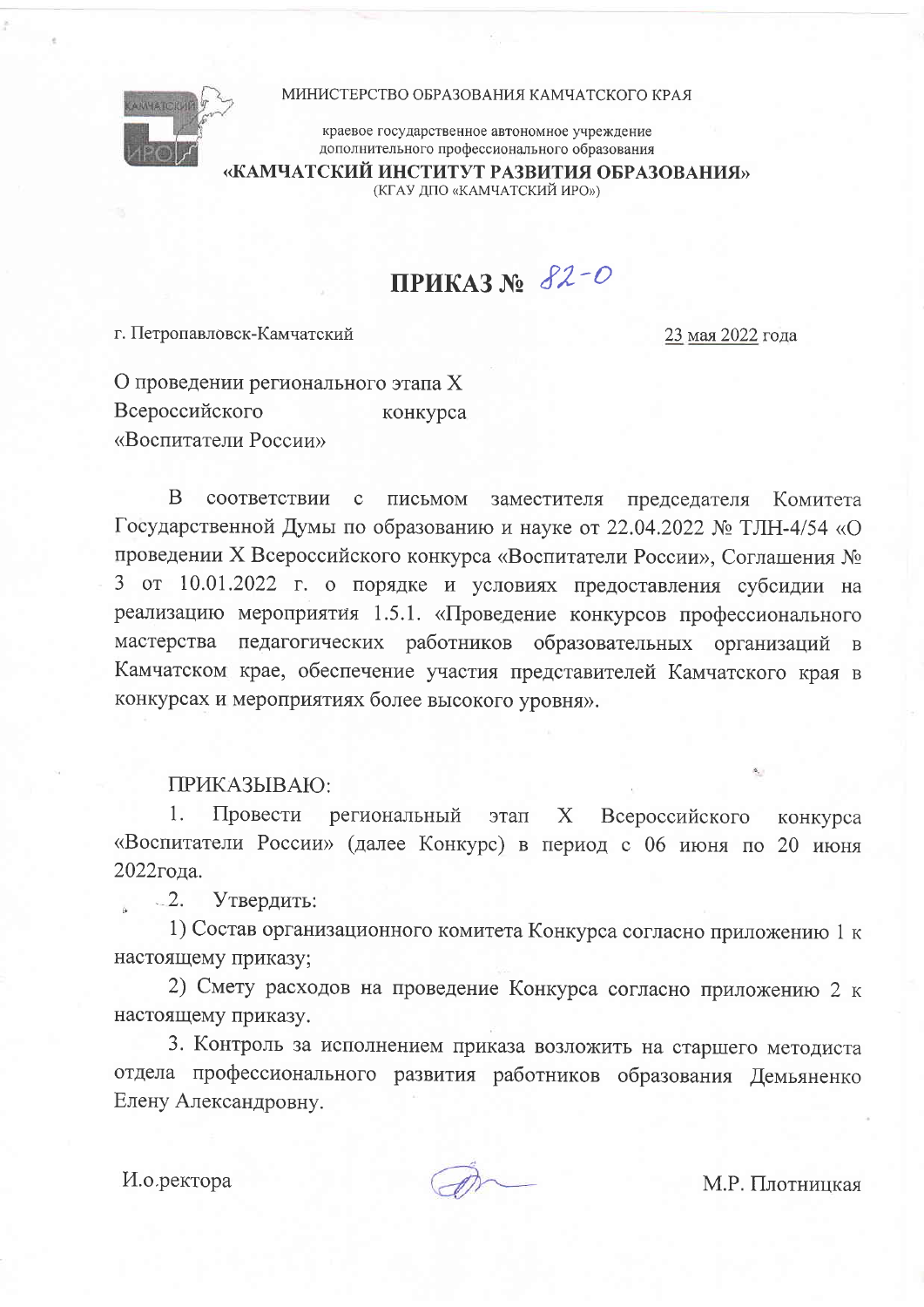МИНИСТЕРСТВО ОБРАЗОВАНИЯ КАМЧАТСКОГО КРАЯ

краевое государственное автономное учреждение
дополнительного профессионального образования

**«КАМЧАТСКИЙ ИНСТИТУТ РАЗВИТИЯ ОБРАЗОВАНИЯ»**

(КГАУ ДПО «КАМЧАТСКИЙ ИРО»)

# ПРИКАЗ № 82-0

г. Петропавловск-Камчатский 23 мая 2022 года

О проведении регионального этапа X Всероссийского конкурса «Воспитатели России»

В соответствии с письмом заместителя председателя Комитета Государственной Думы по образованию и науке от 22.04.2022 № ТЛН-4/54 «О проведении X Всероссийского конкурса «Воспитатели России», Соглашения № 3 от 10.01.2022 г. о порядке и условиях предоставления субсидии на реализацию мероприятия 1.5.1. «Проведение конкурсов профессионального мастерства педагогических работников образовательных организаций в Камчатском крае, обеспечение участия представителей Камчатского края в конкурсах и мероприятиях более высокого уровня».

ПРИКАЗЫВАЮ:

1. Провести региональный этап X Всероссийского конкурса «Воспитатели России» (далее Конкурс) в период с 06 июня по 20 июня 2022года.
2. Утвердить:

1) Состав организационного комитета Конкурса согласно приложению 1 к настоящему приказу;

2) Смету расходов на проведение Конкурса согласно приложению 2 к настоящему приказу.

3. Контроль за исполнением приказа возложить на старшего методиста отдела профессионального развития работников образования Демьяненко Елену Александровну.

И.о.ректора М.Р. Плотницкая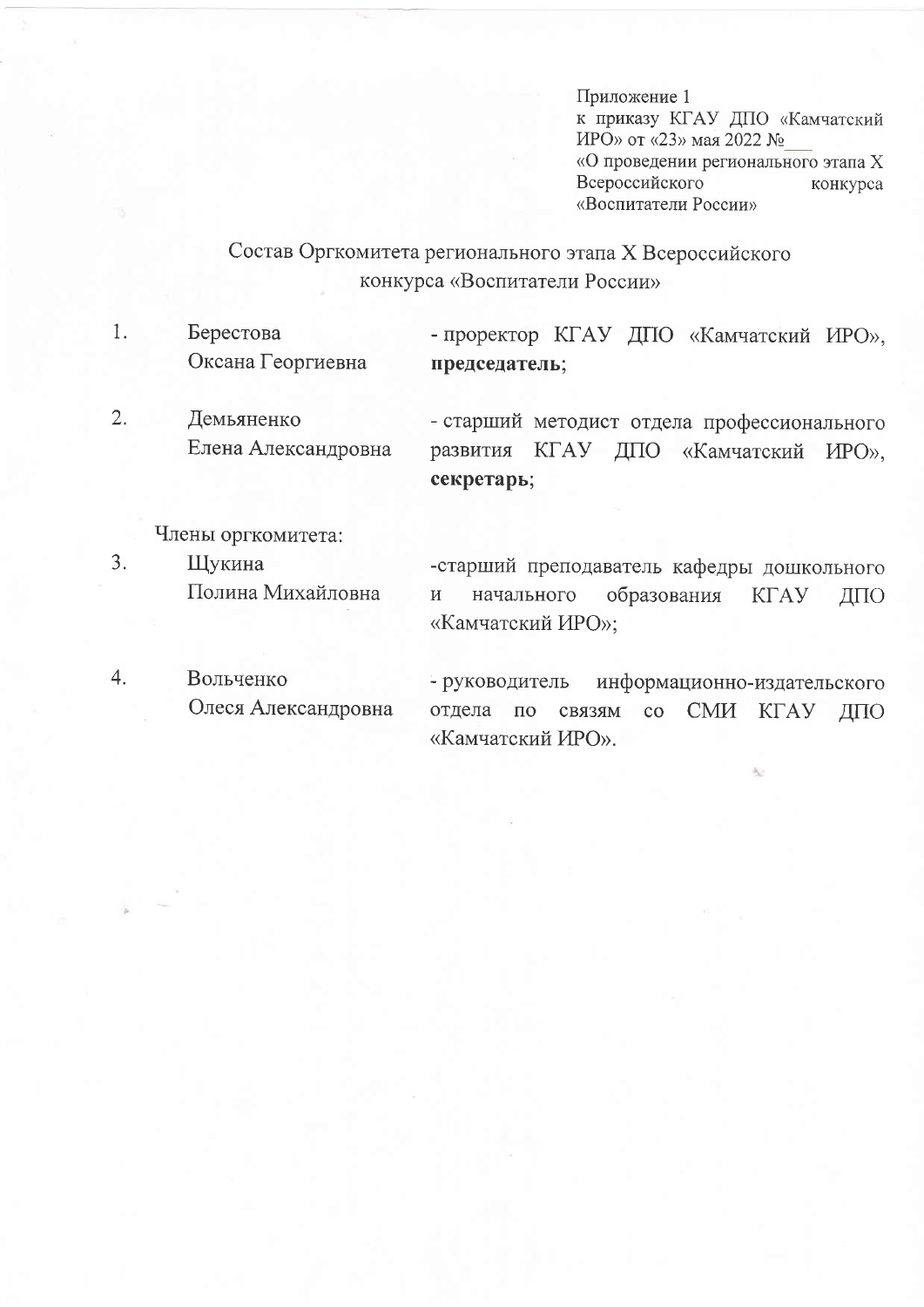Приложение 1
к приказу КГАУ ДПО «Камчатский ИРО» от «23» мая 2022 №\_\_\_
«О проведении регионального этапа X Всероссийского конкурса «Воспитатели России»

## Состав Оргкомитета регионального этапа X Всероссийского конкурса «Воспитатели России»

1. Берестова Оксана Георгиевна - проректор КГАУ ДПО «Камчатский ИРО», **председатель**;

2. Демьяненко Елена Александровна - старший методист отдела профессионального развития КГАУ ДПО «Камчатский ИРО», **секретарь**;

Члены оргкомитета:

3. Щукина Полина Михайловна -старший преподаватель кафедры дошкольного и начального образования КГАУ ДПО «Камчатский ИРО»;

4. Вольченко Олеся Александровна - руководитель информационно-издательского отдела по связям со СМИ КГАУ ДПО «Камчатский ИРО».